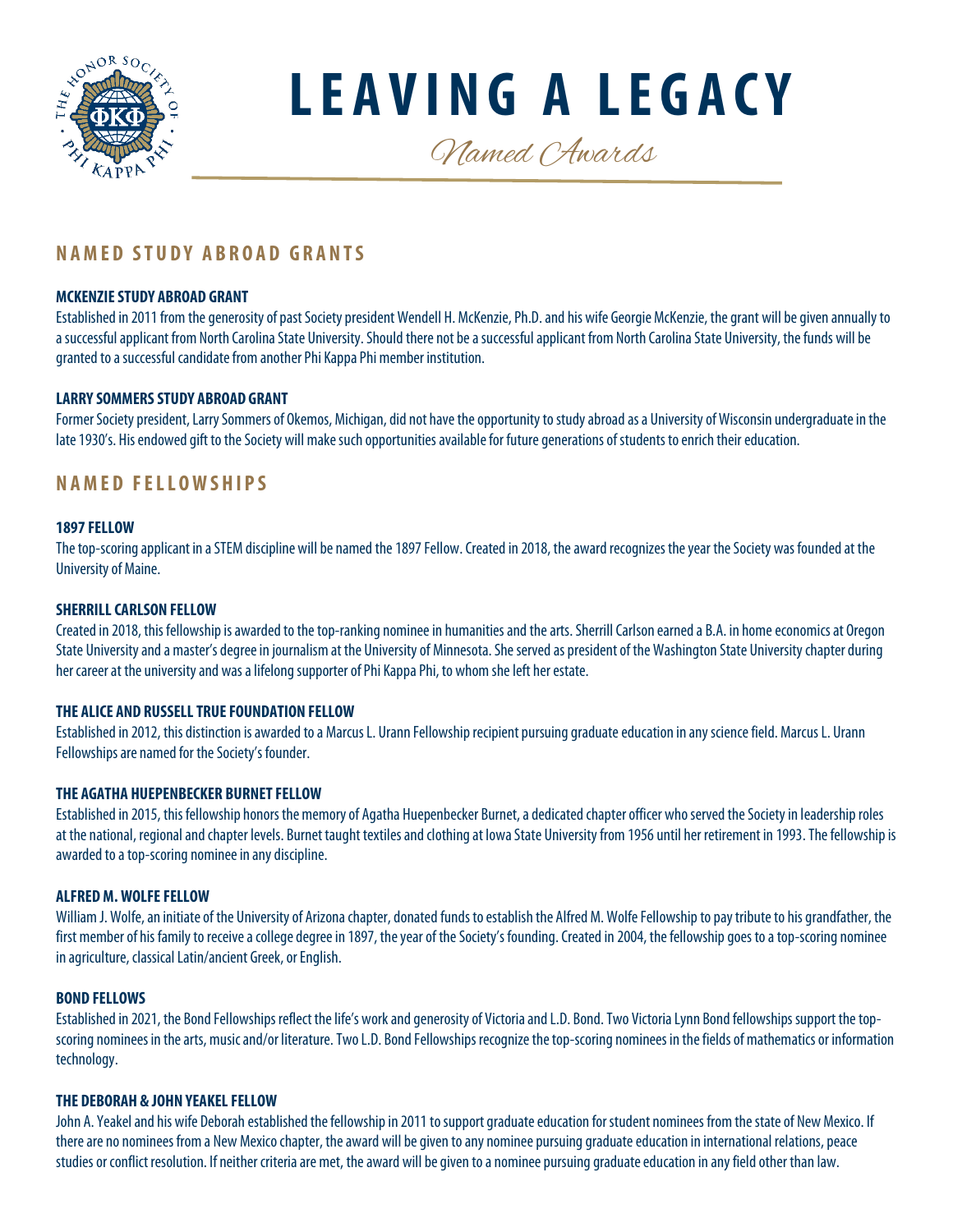# LEAVING A LEGACY

*Named Awards*

## NAMED STUDY ABROAD GRANTS

### MCKENZIE STUDY ABROAD GRANT

Established in 2011 from the generosity of past Society president Wendell H. McKenzie, Ph.D. and his wife Georgie McKenzie, the grant will be given annually to a successful applicant from North Carolina State University. Should there not be a successful applicant from North Carolina State University, the funds will be granted to a successful candidate from another Phi Kappa Phi member institution.

### LARRY SOMMERS STUDY ABROAD GRANT

Former Society president, Larry Sommers of Okemos, Michigan, did not have the opportunity to study abroad as a University of Wisconsin undergraduate in the late 1930's. His endowed gift to the Society will make such opportunities available for future generations of students to enrich their education.

## NAMED FELLOWSHIPS

### 1897 FELLOW

The top-scoring applicant in a STEM discipline will be named the 1897 Fellow. Created in 2018, the award recognizes the year the Society was founded at the University of Maine.

### SHERRILL CARLSON FELLOW

Created in 2018, this fellowship is awarded to the top-ranking nominee in humanities and the arts. Sherrill Carlson earned a B.A. in home economics at Oregon State University and a master's degree in journalism at the University of Minnesota. She served as president of the Washington State University chapter during her career at the university and was a lifelong supporter of Phi Kappa Phi, to whom she left her estate.

### THE ALICE AND RUSSELL TRUE FOUNDATION FELLOW

Established in 2012, this distinction is awarded to a Marcus L. Urann Fellowship recipient pursuing graduate education in any science field. Marcus L. Urann Fellowships are named for the Society's founder.

### THE AGATHA HUEPENBECKER BURNET FELLOW

Established in 2015, this fellowship honors the memory of Agatha Huepenbecker Burnet, a dedicated chapter officer who served the Society in leadership roles at the national, regional and chapter levels. Burnet taught textiles and clothing at Iowa State University from 1956 until her retirement in 1993. The fellowship is awarded to a top-scoring nominee in any discipline.

### ALFRED M. WOLFE FELLOW

William J. Wolfe, an initiate of the University of Arizona chapter, donated funds to establish the Alfred M. Wolfe Fellowship to pay tribute to his grandfather, the first member of his family to receive a college degree in 1897, the year of the Society's founding. Created in 2004, the fellowship goes to a top-scoring nominee in agriculture, classical Latin/ancient Greek, or English.

### BOND FELLOWS

Established in 2021, the Bond Fellowships reflect the life's work and generosity of Victoria and L.D. Bond. Two Victoria Lynn Bond fellowships support the top-scoring nominees in the arts, music and/or literature. Two L.D. Bond Fellowships recognize the top-scoring nominees in the fields of mathematics or information technology.

### THE DEBORAH & JOHN YEAKEL FELLOW

John A. Yeakel and his wife Deborah established the fellowship in 2011 to support graduate education for student nominees from the state of New Mexico. If there are no nominees from a New Mexico chapter, the award will be given to any nominee pursuing graduate education in international relations, peace studies or conflict resolution. If neither criteria are met, the award will be given to a nominee pursuing graduate education in any field other than law.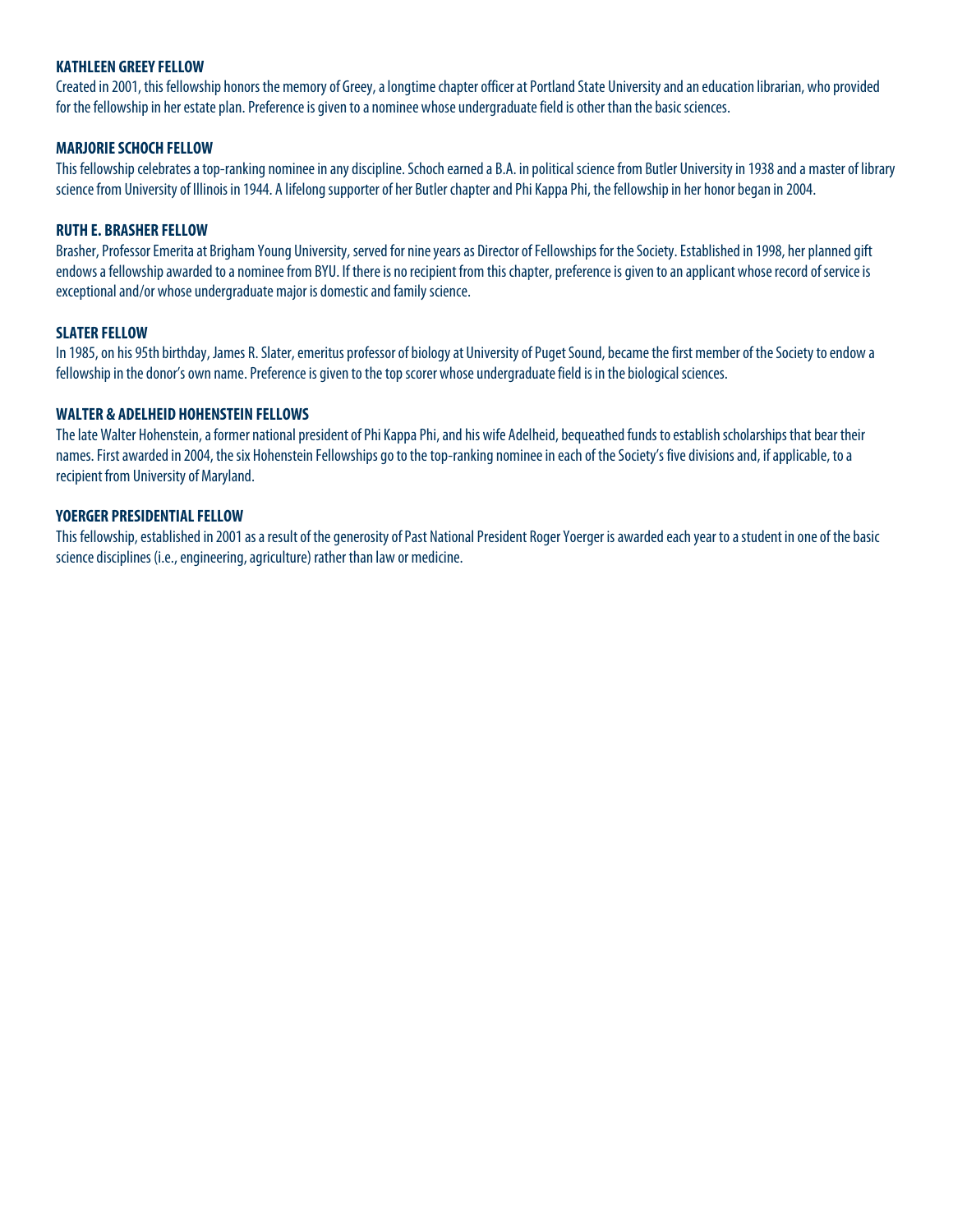**KATHLEEN GREEY FELLOW**

Created in 2001, this fellowship honors the memory of Greey, a longtime chapter officer at Portland State University and an education librarian, who provided for the fellowship in her estate plan. Preference is given to a nominee whose undergraduate field is other than the basic sciences.

**MARJORIE SCHOCH FELLOW**

This fellowship celebrates a top-ranking nominee in any discipline. Schoch earned a B.A. in political science from Butler University in 1938 and a master of library science from University of Illinois in 1944. A lifelong supporter of her Butler chapter and Phi Kappa Phi, the fellowship in her honor began in 2004.

**RUTH E. BRASHER FELLOW**

Brasher, Professor Emerita at Brigham Young University, served for nine years as Director of Fellowships for the Society. Established in 1998, her planned gift endows a fellowship awarded to a nominee from BYU. If there is no recipient from this chapter, preference is given to an applicant whose record of service is exceptional and/or whose undergraduate major is domestic and family science.

**SLATER FELLOW**

In 1985, on his 95th birthday, James R. Slater, emeritus professor of biology at University of Puget Sound, became the first member of the Society to endow a fellowship in the donor's own name. Preference is given to the top scorer whose undergraduate field is in the biological sciences.

**WALTER & ADELHEID HOHENSTEIN FELLOWS**

The late Walter Hohenstein, a former national president of Phi Kappa Phi, and his wife Adelheid, bequeathed funds to establish scholarships that bear their names. First awarded in 2004, the six Hohenstein Fellowships go to the top-ranking nominee in each of the Society's five divisions and, if applicable, to a recipient from University of Maryland.

**YOERGER PRESIDENTIAL FELLOW**

This fellowship, established in 2001 as a result of the generosity of Past National President Roger Yoerger is awarded each year to a student in one of the basic science disciplines (i.e., engineering, agriculture) rather than law or medicine.